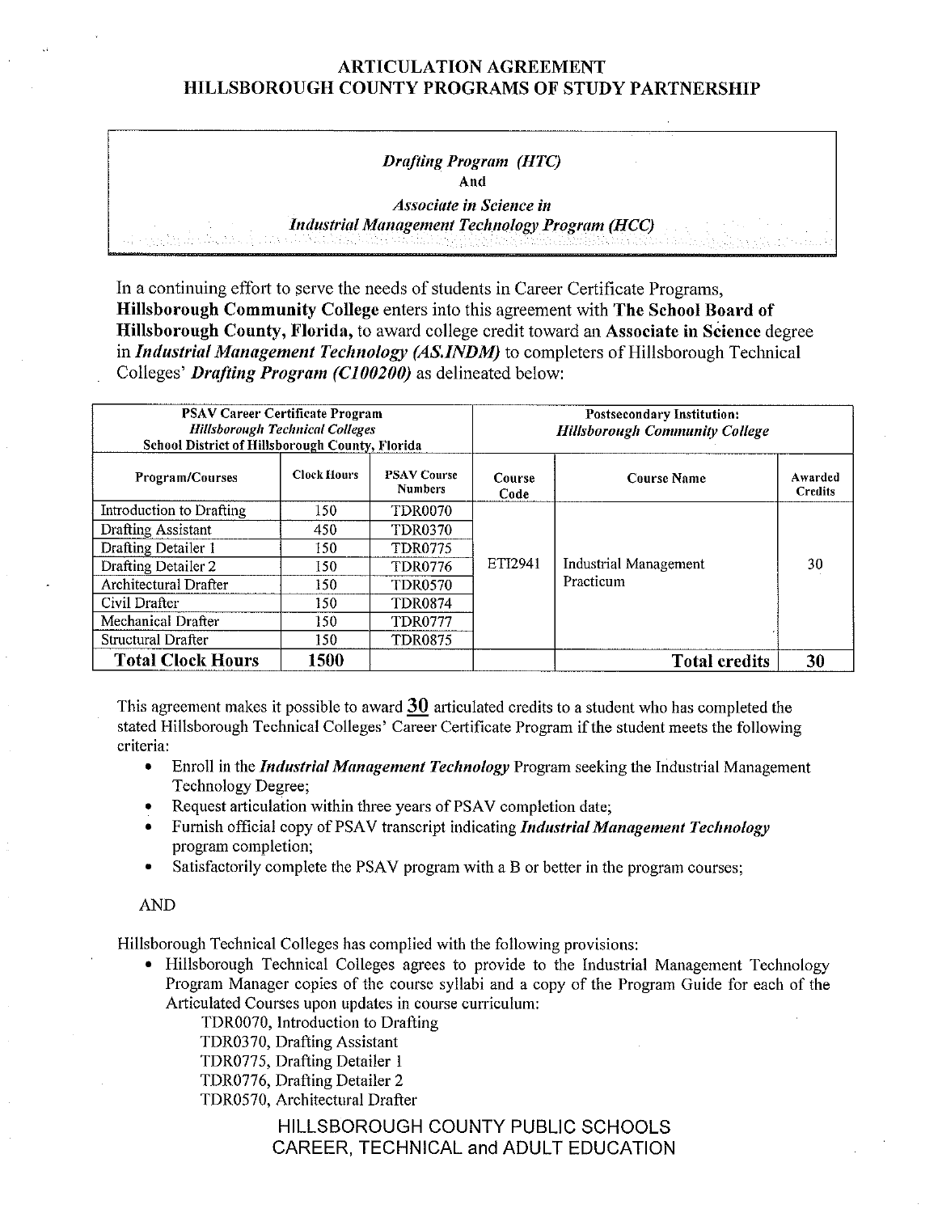# ARTICULATION AGREEMENT
# HILLSBOROUGH COUNTY PROGRAMS OF STUDY PARTNERSHIP

*Drafting Program (HTC)*
**And**
*Associate in Science in*
*Industrial Management Technology Program (HCC)*

In a continuing effort to serve the needs of students in Career Certificate Programs, **Hillsborough Community College** enters into this agreement with **The School Board of Hillsborough County, Florida,** to award college credit toward an **Associate in Science** degree in ***Industrial Management Technology (AS.INDM)*** to completers of Hillsborough Technical Colleges' ***Drafting Program (C100200)*** as delineated below:

| PSAV Career Certificate Program *Hillsborough Technical Colleges* School District of Hillsborough County, Florida | | | Postsecondary Institution: *Hillsborough Community College* | | |
|---|---|---|---|---|---|
| **Program/Courses** | **Clock Hours** | **PSAV Course Numbers** | **Course Code** | **Course Name** | **Awarded Credits** |
| Introduction to Drafting | 150 | TDR0070 | ETI2941 | Industrial Management Practicum | 30 |
| Drafting Assistant | 450 | TDR0370 | | | |
| Drafting Detailer 1 | 150 | TDR0775 | | | |
| Drafting Detailer 2 | 150 | TDR0776 | | | |
| Architectural Drafter | 150 | TDR0570 | | | |
| Civil Drafter | 150 | TDR0874 | | | |
| Mechanical Drafter | 150 | TDR0777 | | | |
| Structural Drafter | 150 | TDR0875 | | | |
| **Total Clock Hours** | **1500** | | | **Total credits** | **30** |

This agreement makes it possible to award **30** articulated credits to a student who has completed the stated Hillsborough Technical Colleges' Career Certificate Program if the student meets the following criteria:

- Enroll in the ***Industrial Management Technology*** Program seeking the Industrial Management Technology Degree;
- Request articulation within three years of PSAV completion date;
- Furnish official copy of PSAV transcript indicating ***Industrial Management Technology*** program completion;
- Satisfactorily complete the PSAV program with a B or better in the program courses;

AND

Hillsborough Technical Colleges has complied with the following provisions:

- Hillsborough Technical Colleges agrees to provide to the Industrial Management Technology Program Manager copies of the course syllabi and a copy of the Program Guide for each of the Articulated Courses upon updates in course curriculum:
  - TDR0070, Introduction to Drafting
  - TDR0370, Drafting Assistant
  - TDR0775, Drafting Detailer 1
  - TDR0776, Drafting Detailer 2
  - TDR0570, Architectural Drafter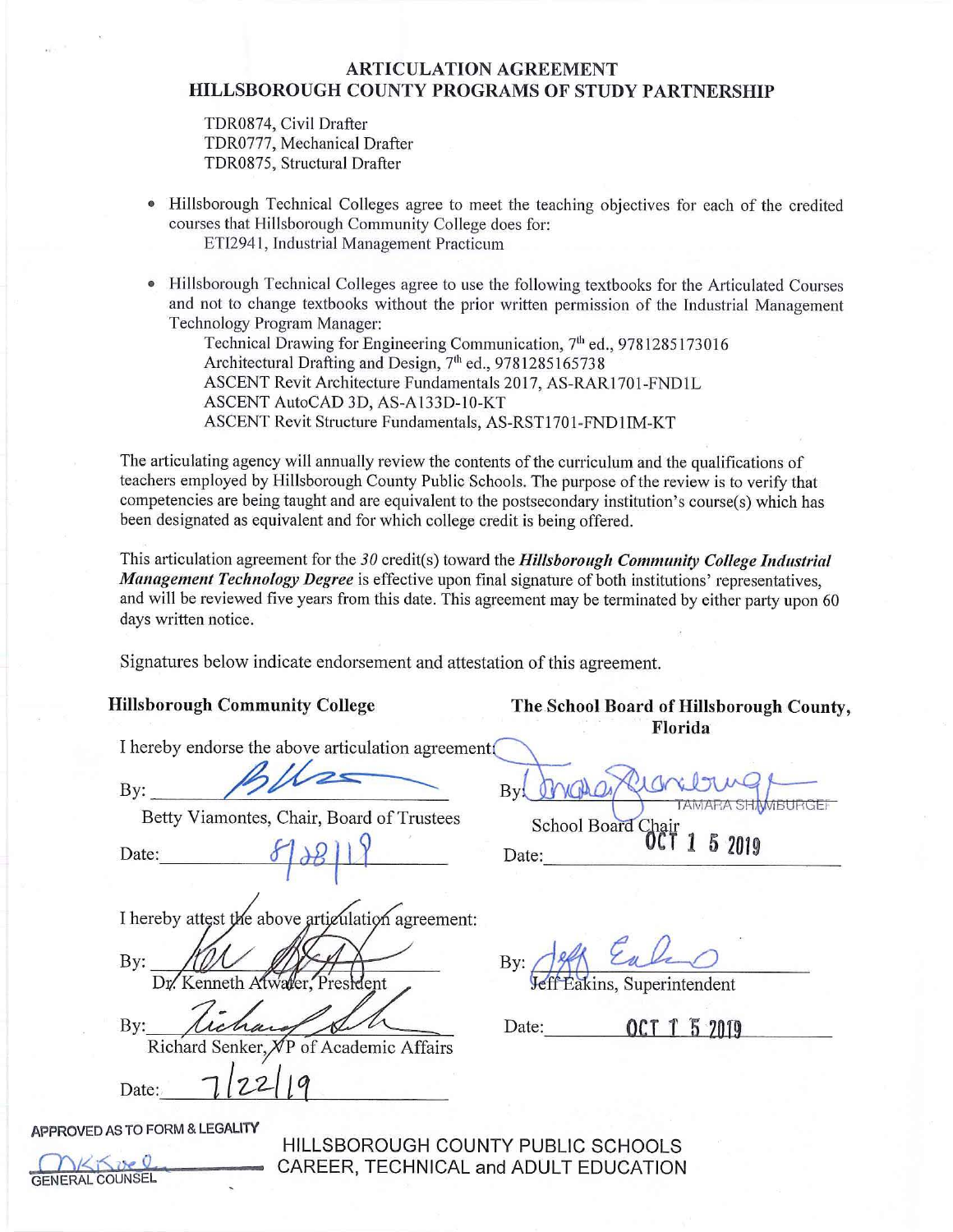## ARTICULATION AGREEMENT
## HILLSBOROUGH COUNTY PROGRAMS OF STUDY PARTNERSHIP

TDR0874, Civil Drafter
TDR0777, Mechanical Drafter
TDR0875, Structural Drafter

- Hillsborough Technical Colleges agree to meet the teaching objectives for each of the credited courses that Hillsborough Community College does for:
  ETI2941, Industrial Management Practicum

- Hillsborough Technical Colleges agree to use the following textbooks for the Articulated Courses and not to change textbooks without the prior written permission of the Industrial Management Technology Program Manager:
  Technical Drawing for Engineering Communication, 7th ed., 9781285173016
  Architectural Drafting and Design, 7th ed., 9781285165738
  ASCENT Revit Architecture Fundamentals 2017, AS-RAR1701-FND1L
  ASCENT AutoCAD 3D, AS-A133D-10-KT
  ASCENT Revit Structure Fundamentals, AS-RST1701-FND1IM-KT

The articulating agency will annually review the contents of the curriculum and the qualifications of teachers employed by Hillsborough County Public Schools. The purpose of the review is to verify that competencies are being taught and are equivalent to the postsecondary institution's course(s) which has been designated as equivalent and for which college credit is being offered.

This articulation agreement for the *30* credit(s) toward the ***Hillsborough Community College Industrial Management Technology Degree*** is effective upon final signature of both institutions' representatives, and will be reviewed five years from this date. This agreement may be terminated by either party upon 60 days written notice.

Signatures below indicate endorsement and attestation of this agreement.

**Hillsborough Community College**

I hereby endorse the above articulation agreement:

By: _[signature]_
Betty Viamontes, Chair, Board of Trustees

Date: 8/28/19

I hereby attest the above articulation agreement:

By: _[signature]_
Dr. Kenneth Atwater, President

By: _[signature]_
Richard Senker, VP of Academic Affairs

Date: 7/22/19

**The School Board of Hillsborough County, Florida**

By: _[signature]_ TAMARA SHAMBURGER
School Board Chair

Date: OCT 1 5 2019

By: _[signature]_
Jeff Eakins, Superintendent

Date: OCT 1 5 2019

APPROVED AS TO FORM & LEGALITY
_[signature]_
GENERAL COUNSEL

HILLSBOROUGH COUNTY PUBLIC SCHOOLS
CAREER, TECHNICAL and ADULT EDUCATION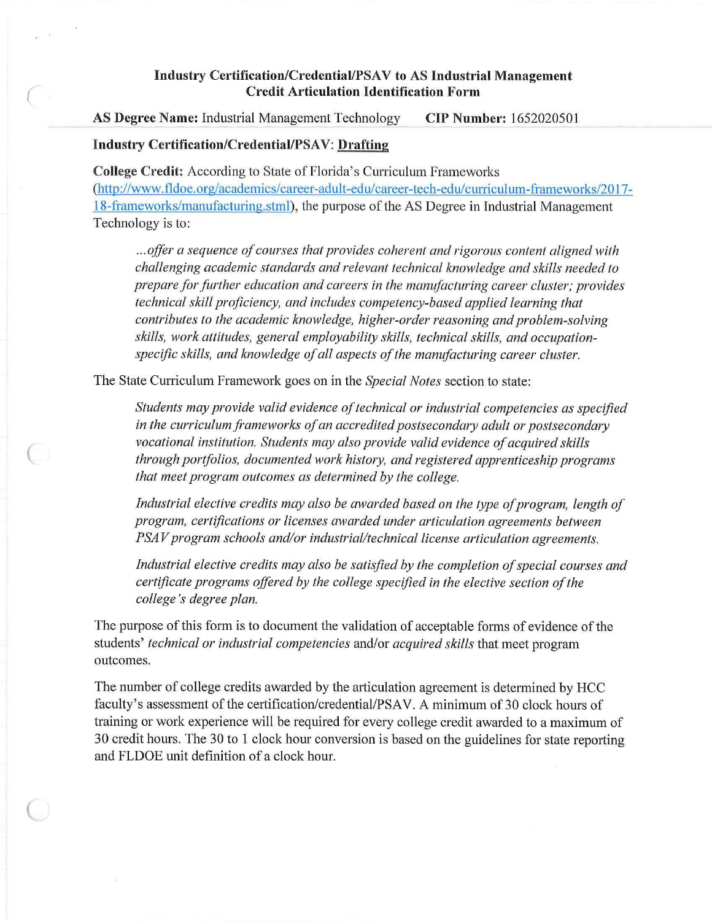## Industry Certification/Credential/PSAV to AS Industrial Management Credit Articulation Identification Form

**AS Degree Name:** Industrial Management Technology **CIP Number:** 1652020501

**Industry Certification/Credential/PSAV:** <u>**Drafting**</u>

**College Credit:** According to State of Florida's Curriculum Frameworks (http://www.fldoe.org/academics/career-adult-edu/career-tech-edu/curriculum-frameworks/2017-18-frameworks/manufacturing.stml), the purpose of the AS Degree in Industrial Management Technology is to:

> *...offer a sequence of courses that provides coherent and rigorous content aligned with challenging academic standards and relevant technical knowledge and skills needed to prepare for further education and careers in the manufacturing career cluster; provides technical skill proficiency, and includes competency-based applied learning that contributes to the academic knowledge, higher-order reasoning and problem-solving skills, work attitudes, general employability skills, technical skills, and occupation-specific skills, and knowledge of all aspects of the manufacturing career cluster.*

The State Curriculum Framework goes on in the *Special Notes* section to state:

> *Students may provide valid evidence of technical or industrial competencies as specified in the curriculum frameworks of an accredited postsecondary adult or postsecondary vocational institution. Students may also provide valid evidence of acquired skills through portfolios, documented work history, and registered apprenticeship programs that meet program outcomes as determined by the college.*
>
> *Industrial elective credits may also be awarded based on the type of program, length of program, certifications or licenses awarded under articulation agreements between PSAV program schools and/or industrial/technical license articulation agreements.*
>
> *Industrial elective credits may also be satisfied by the completion of special courses and certificate programs offered by the college specified in the elective section of the college's degree plan.*

The purpose of this form is to document the validation of acceptable forms of evidence of the students' *technical or industrial competencies* and/or *acquired skills* that meet program outcomes.

The number of college credits awarded by the articulation agreement is determined by HCC faculty's assessment of the certification/credential/PSAV. A minimum of 30 clock hours of training or work experience will be required for every college credit awarded to a maximum of 30 credit hours. The 30 to 1 clock hour conversion is based on the guidelines for state reporting and FLDOE unit definition of a clock hour.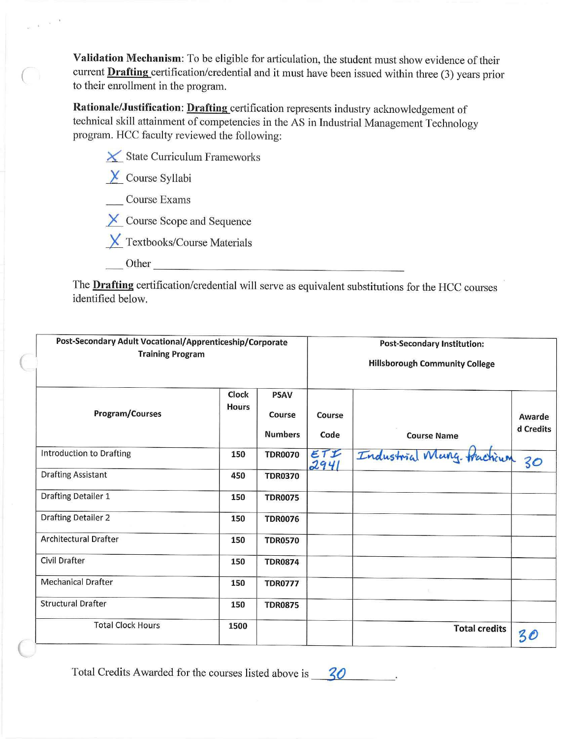**Validation Mechanism**: To be eligible for articulation, the student must show evidence of their current **Drafting** certification/credential and it must have been issued within three (3) years prior to their enrollment in the program.

**Rationale/Justification**: **Drafting** certification represents industry acknowledgement of technical skill attainment of competencies in the AS in Industrial Management Technology program. HCC faculty reviewed the following:

- X State Curriculum Frameworks
- X Course Syllabi
- ___ Course Exams
- X Course Scope and Sequence
- X Textbooks/Course Materials
- ___ Other ______________________

The **Drafting** certification/credential will serve as equivalent substitutions for the HCC courses identified below.

| Post-Secondary Adult Vocational/Apprenticeship/Corporate Training Program | | | Post-Secondary Institution: Hillsborough Community College | | |
|---|---|---|---|---|---|
| **Program/Courses** | **Clock Hours** | **PSAV Course Numbers** | **Course Code** | **Course Name** | **Awarded Credits** |
| Introduction to Drafting | 150 | TDR0070 | ETI 2941 | Industrial Mang. Practicum | 30 |
| Drafting Assistant | 450 | TDR0370 | | | |
| Drafting Detailer 1 | 150 | TDR0075 | | | |
| Drafting Detailer 2 | 150 | TDR0076 | | | |
| Architectural Drafter | 150 | TDR0570 | | | |
| Civil Drafter | 150 | TDR0874 | | | |
| Mechanical Drafter | 150 | TDR0777 | | | |
| Structural Drafter | 150 | TDR0875 | | | |
| Total Clock Hours | 1500 | | | **Total credits** | 30 |

Total Credits Awarded for the courses listed above is 30.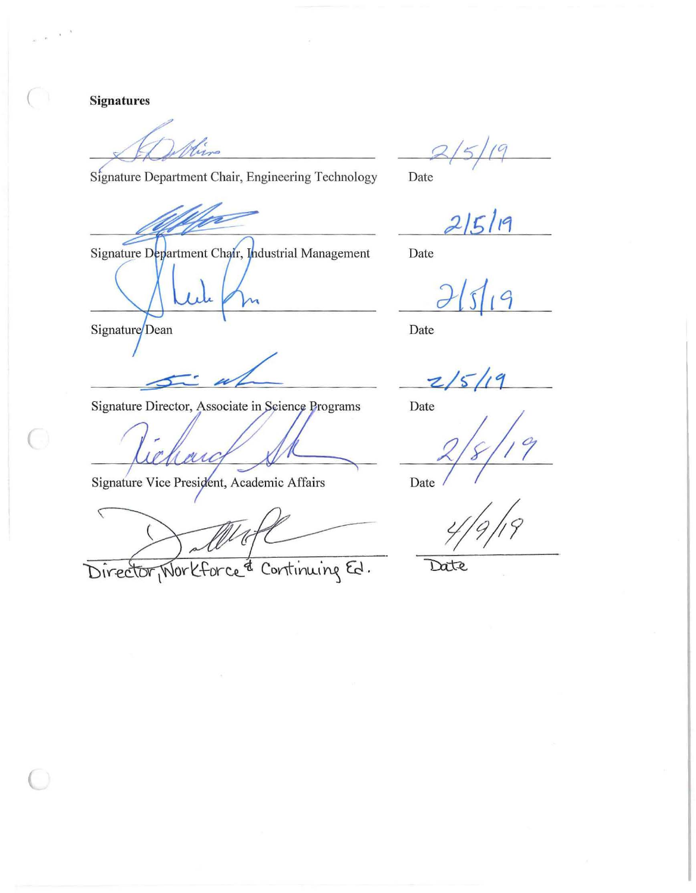**Signatures**

| | |
|---|---|
| Signature Department Chair, Engineering Technology | Date 2/5/19 |
| Signature Department Chair, Industrial Management | Date 2/5/19 |
| Signature Dean | Date 2/5/19 |
| Signature Director, Associate in Science Programs | Date 2/5/19 |
| Signature Vice President, Academic Affairs | Date 2/8/19 |
| Director, Workforce & Continuing Ed. | Date 4/9/19 |